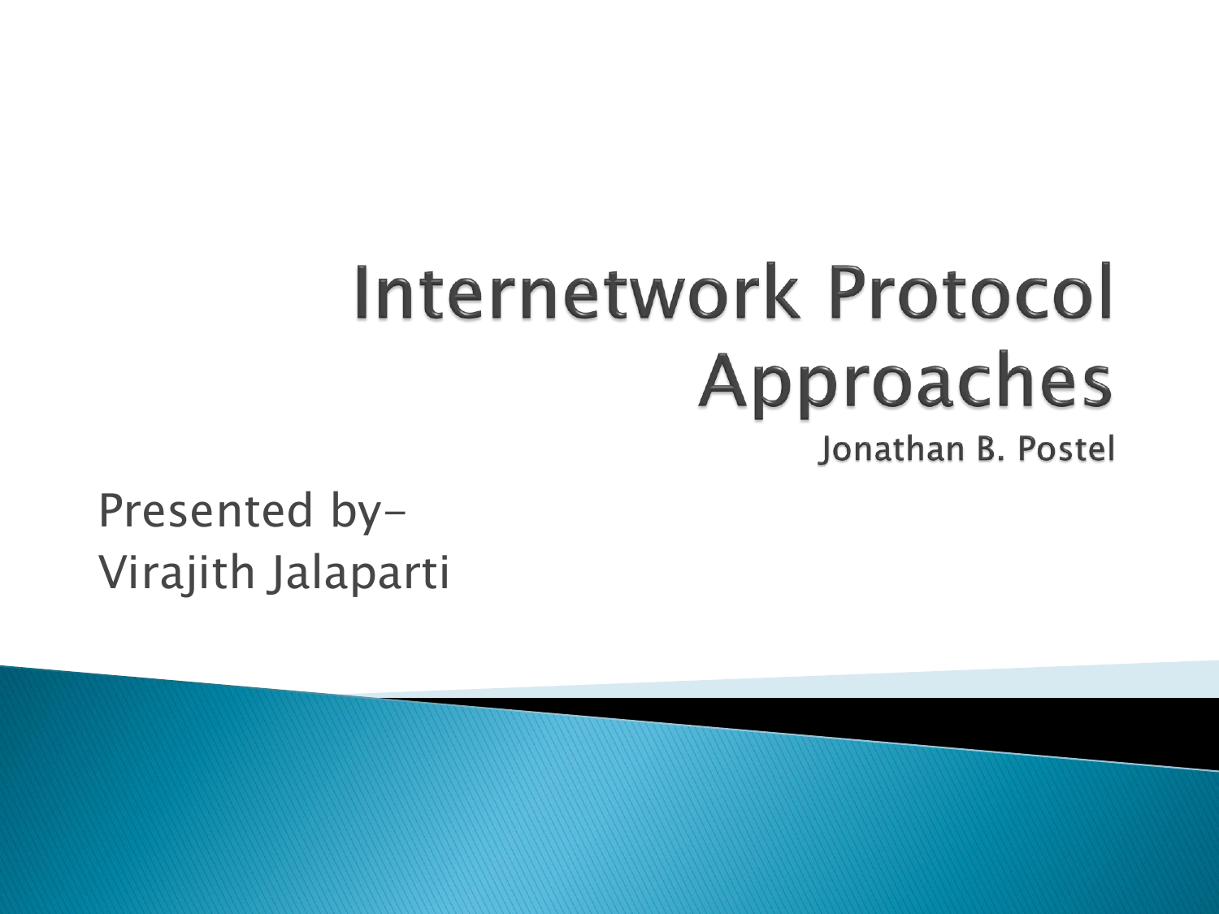# Internetwork Protocol Approaches

Jonathan B. Postel

Presented by-
Virajith Jalaparti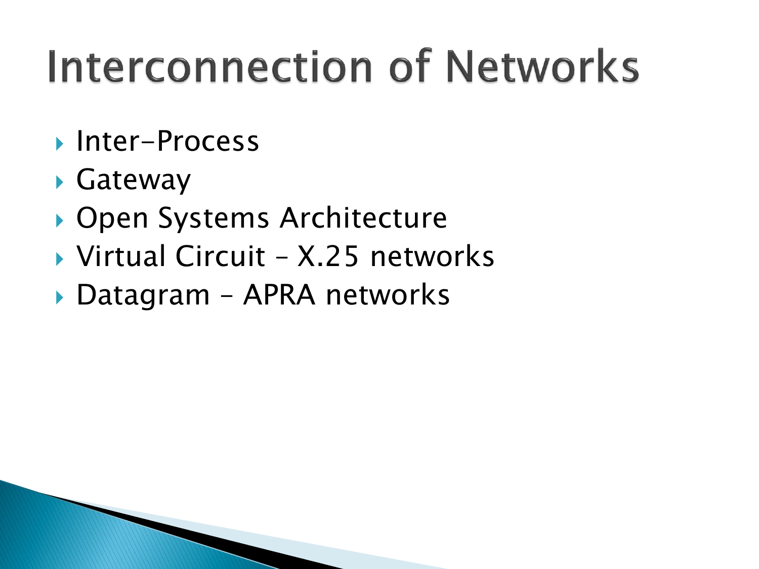# Interconnection of Networks

- Inter-Process
- Gateway
- Open Systems Architecture
- Virtual Circuit – X.25 networks
- Datagram – APRA networks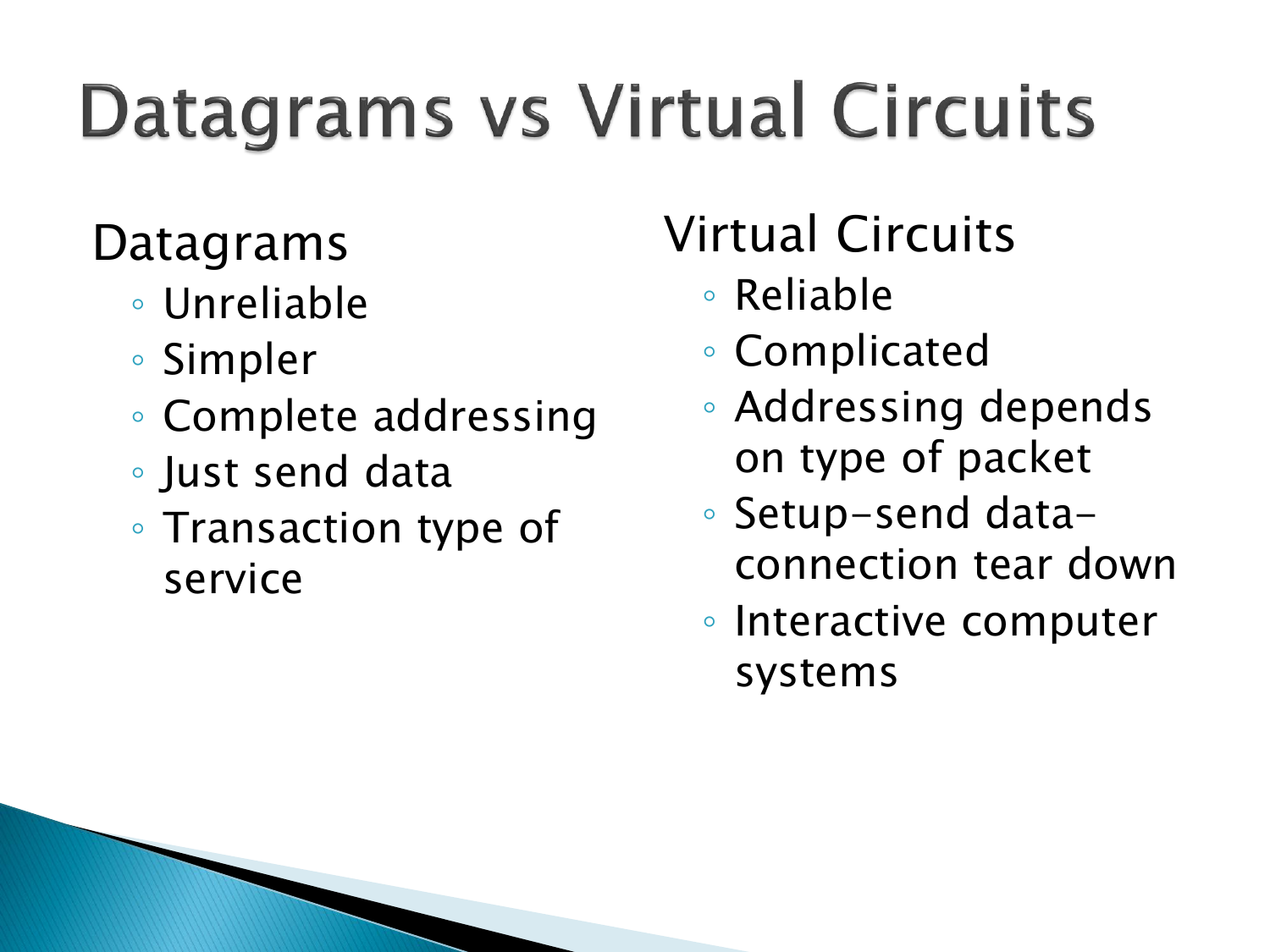# Datagrams vs Virtual Circuits

## Datagrams

- Unreliable
- Simpler
- Complete addressing
- Just send data
- Transaction type of service

## Virtual Circuits

- Reliable
- Complicated
- Addressing depends on type of packet
- Setup-send data-connection tear down
- Interactive computer systems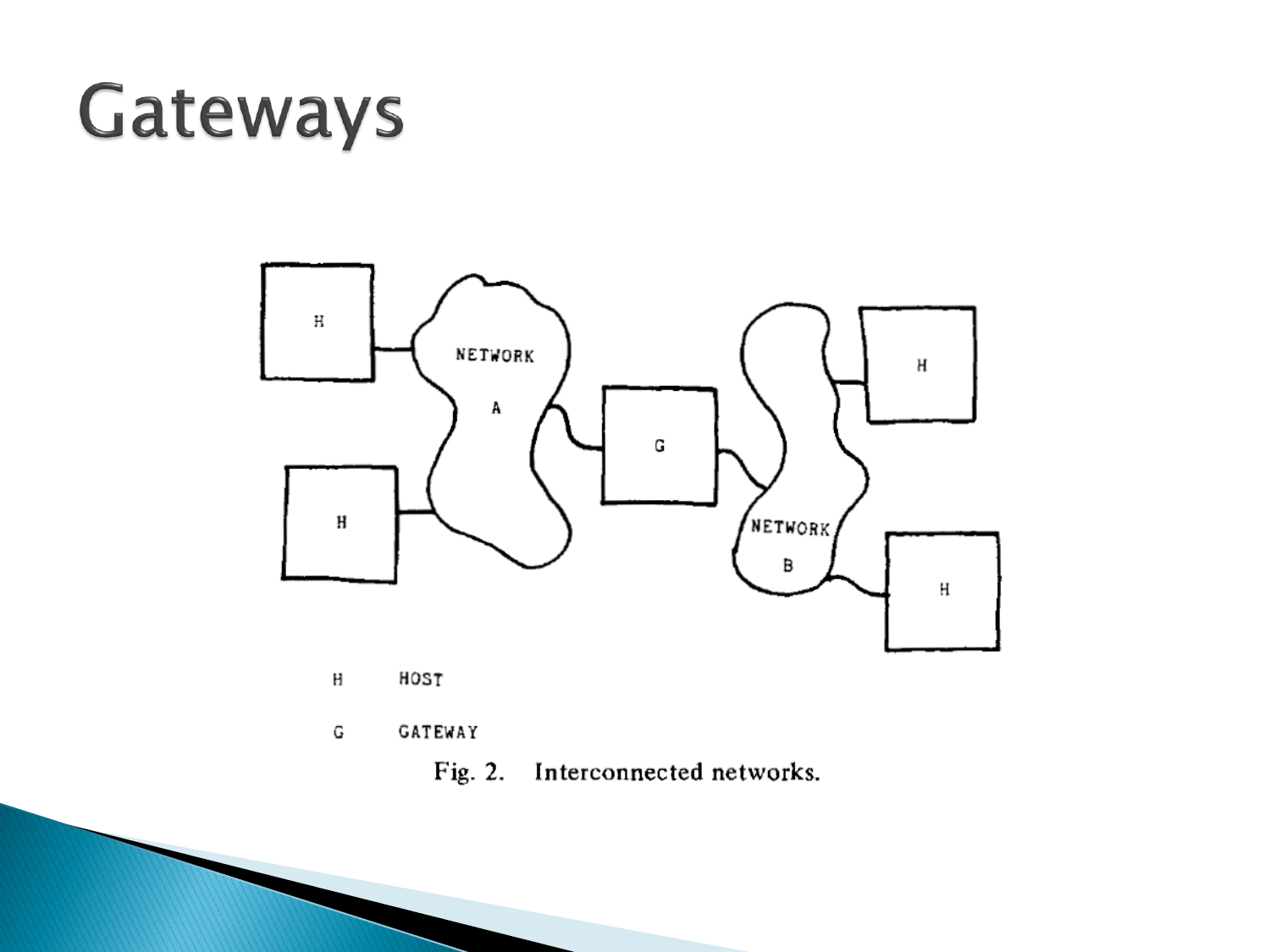# Gateways

H HOST

G GATEWAY

Fig. 2. Interconnected networks.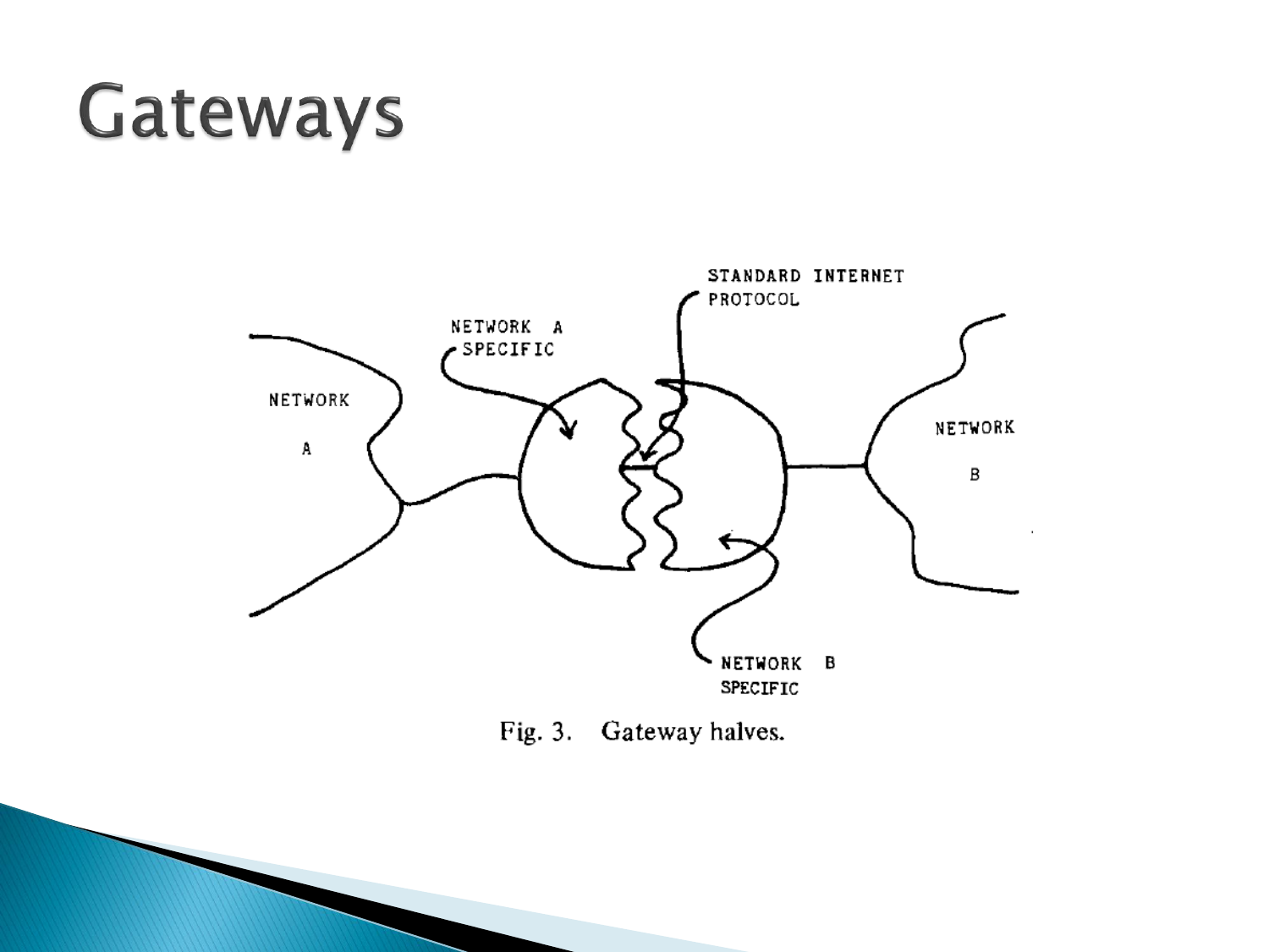# Gateways

NETWORK A

NETWORK A SPECIFIC

STANDARD INTERNET PROTOCOL

NETWORK B

NETWORK B SPECIFIC

Fig. 3. Gateway halves.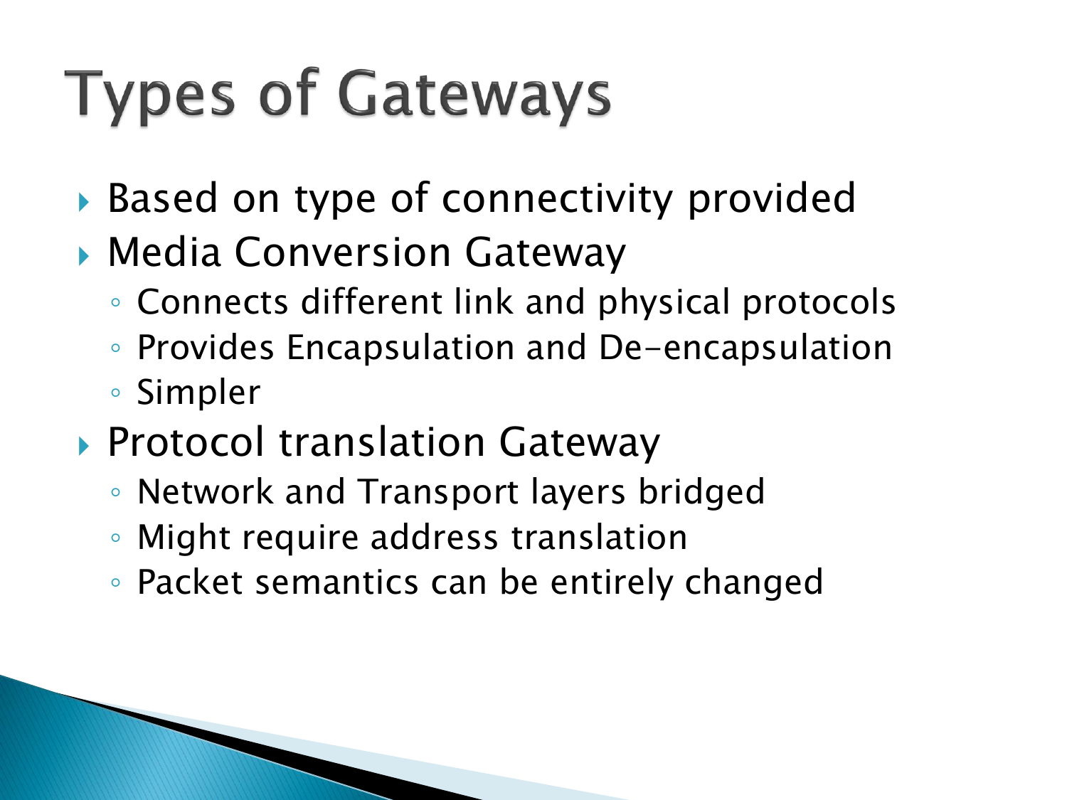# Types of Gateways

- Based on type of connectivity provided
- Media Conversion Gateway
  - Connects different link and physical protocols
  - Provides Encapsulation and De-encapsulation
  - Simpler
- Protocol translation Gateway
  - Network and Transport layers bridged
  - Might require address translation
  - Packet semantics can be entirely changed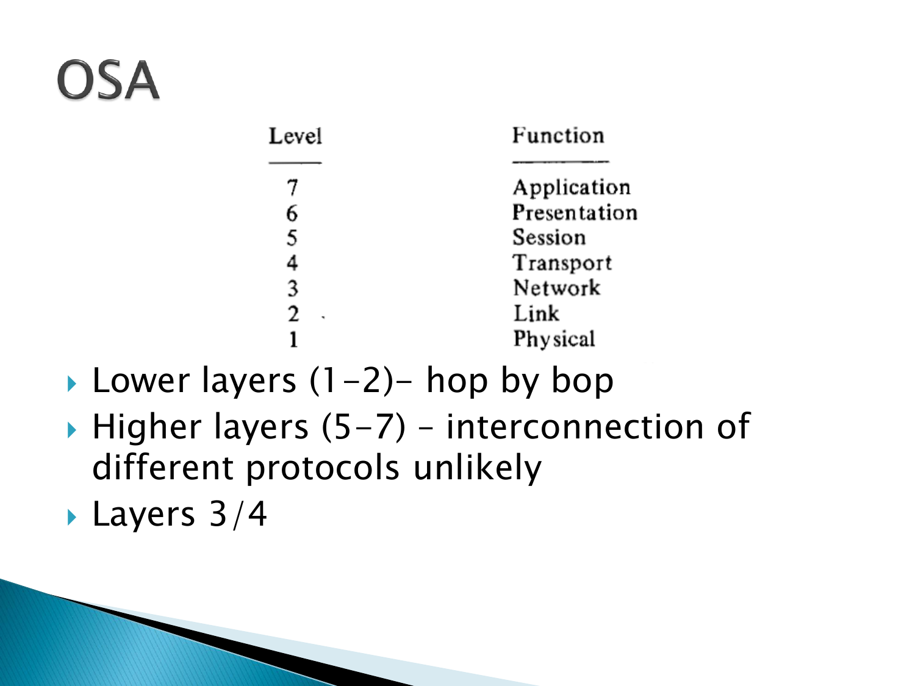# OSA

| Level | Function |
|---|---|
| 7 | Application |
| 6 | Presentation |
| 5 | Session |
| 4 | Transport |
| 3 | Network |
| 2 | Link |
| 1 | Physical |

- Lower layers (1-2)- hop by bop
- Higher layers (5-7) – interconnection of different protocols unlikely
- Layers 3/4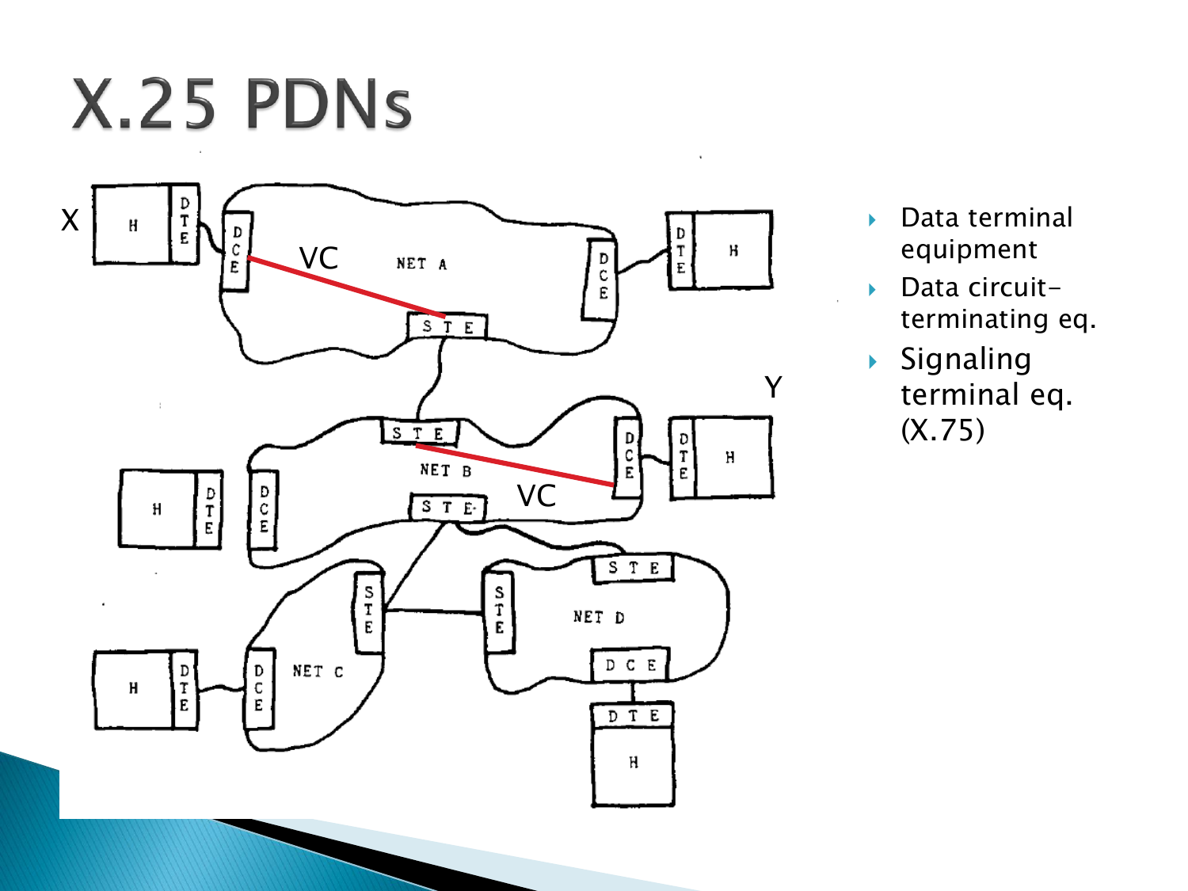# X.25 PDNs

- Data terminal equipment
- Data circuit-terminating eq.
- Signaling terminal eq. (X.75)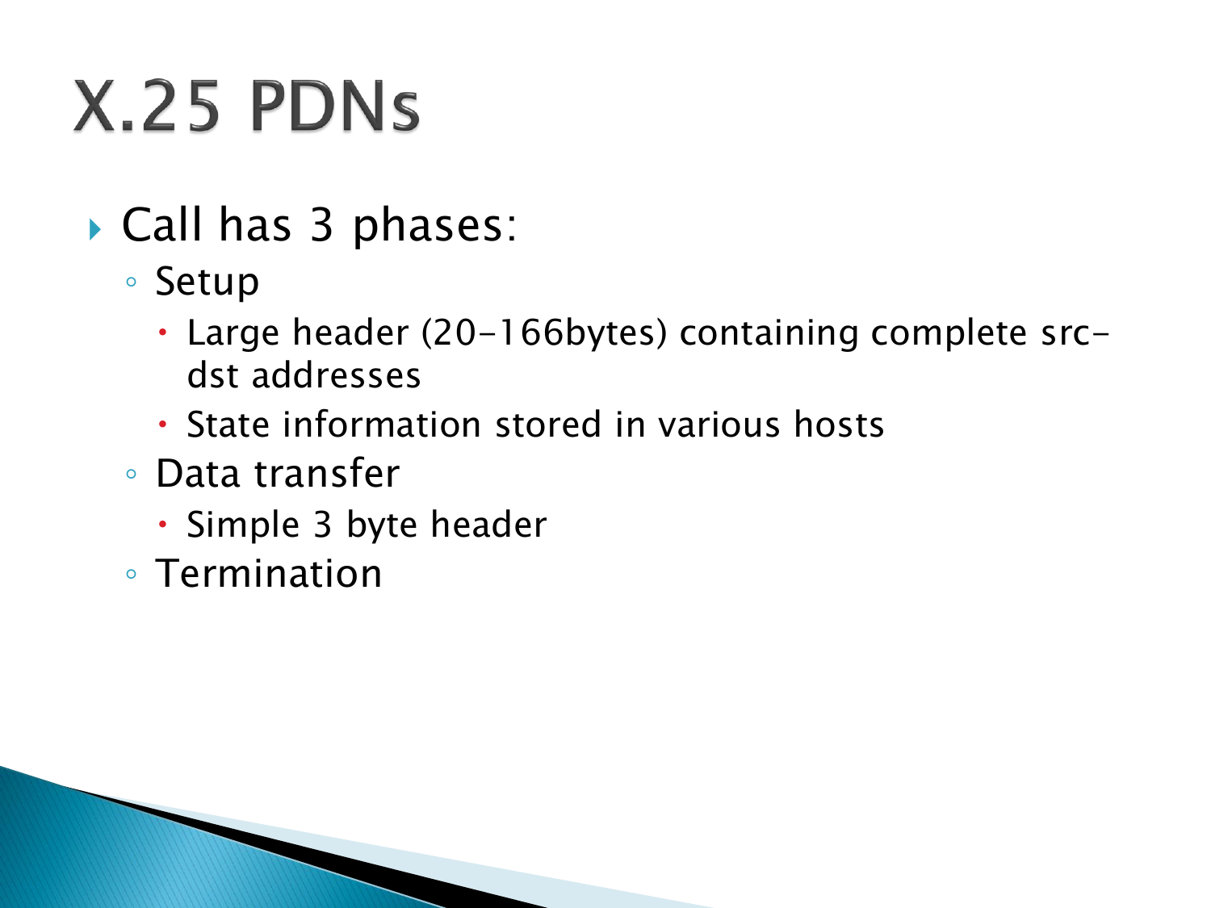# X.25 PDNs

- Call has 3 phases:
  - Setup
    - Large header (20-166bytes) containing complete src-dst addresses
    - State information stored in various hosts
  - Data transfer
    - Simple 3 byte header
  - Termination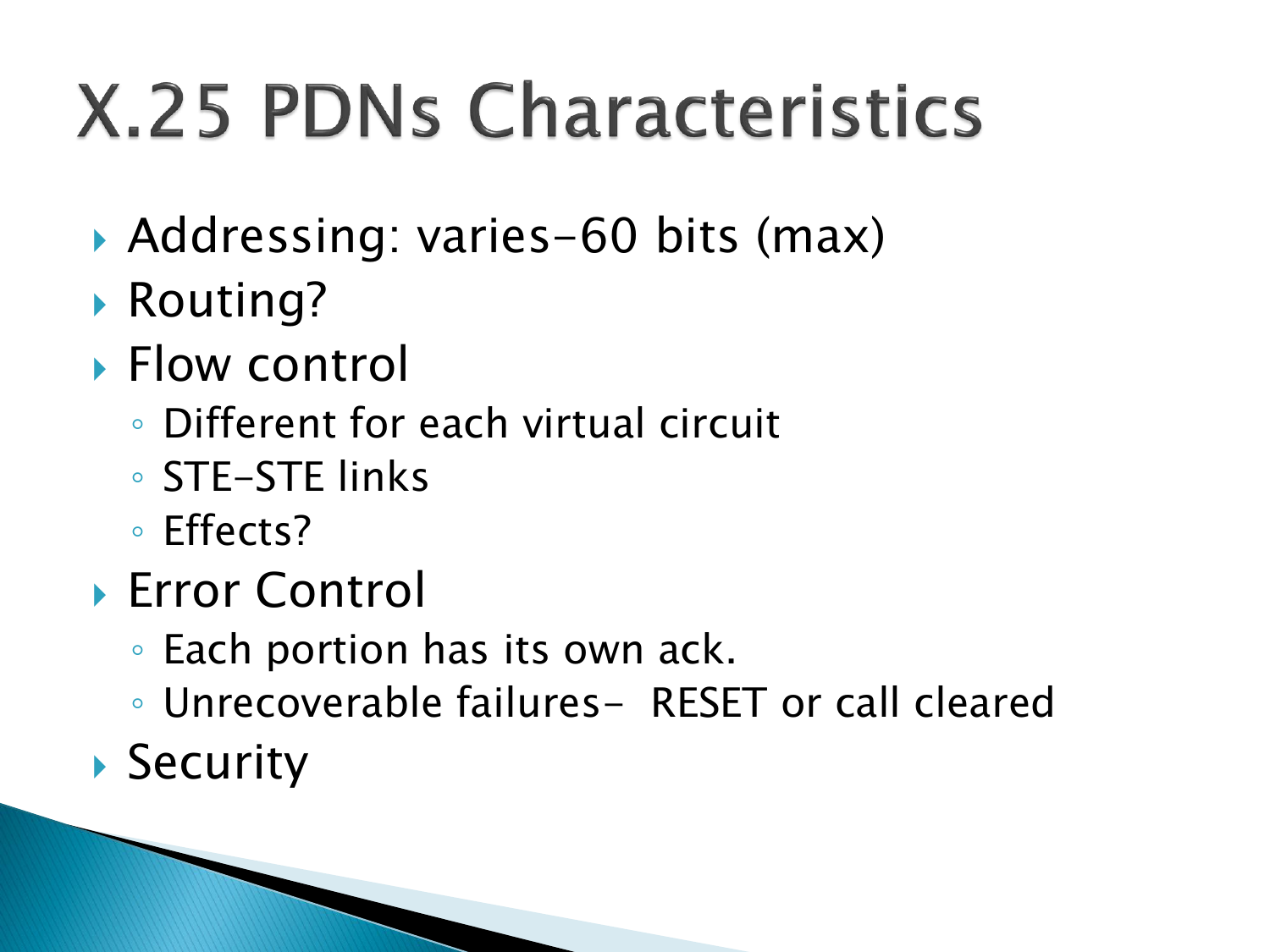# X.25 PDNs Characteristics

- Addressing: varies-60 bits (max)
- Routing?
- Flow control
  - Different for each virtual circuit
  - STE-STE links
  - Effects?
- Error Control
  - Each portion has its own ack.
  - Unrecoverable failures- RESET or call cleared
- Security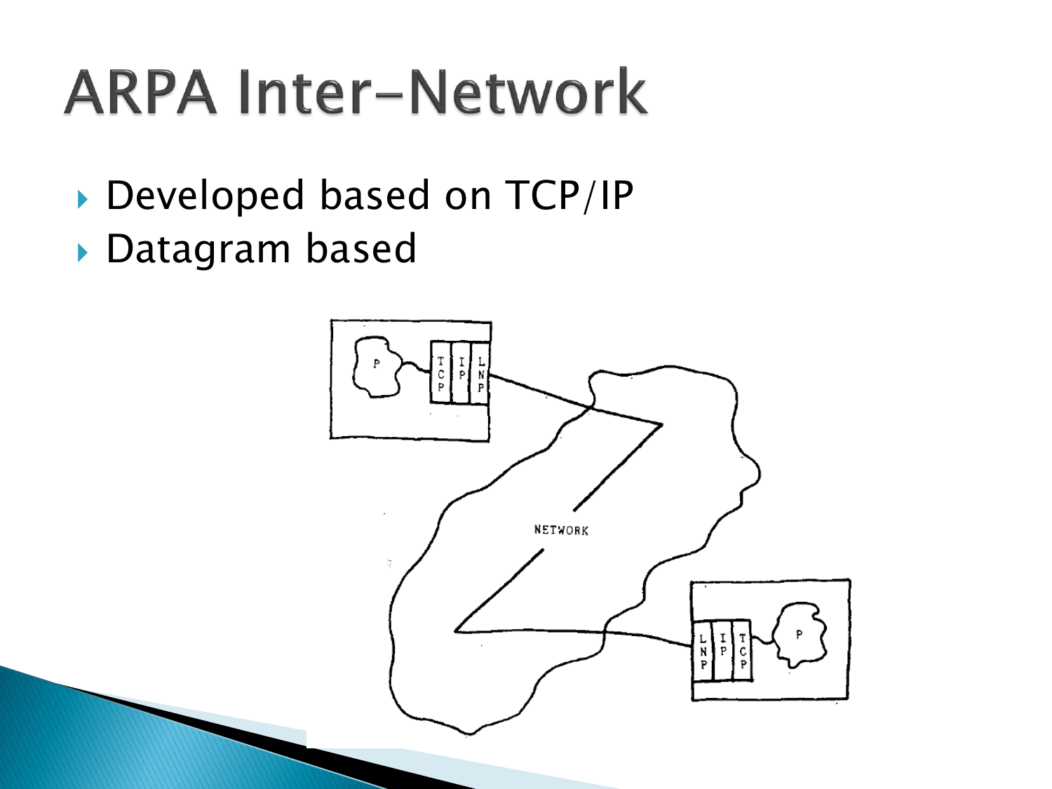# ARPA Inter-Network

- Developed based on TCP/IP
- Datagram based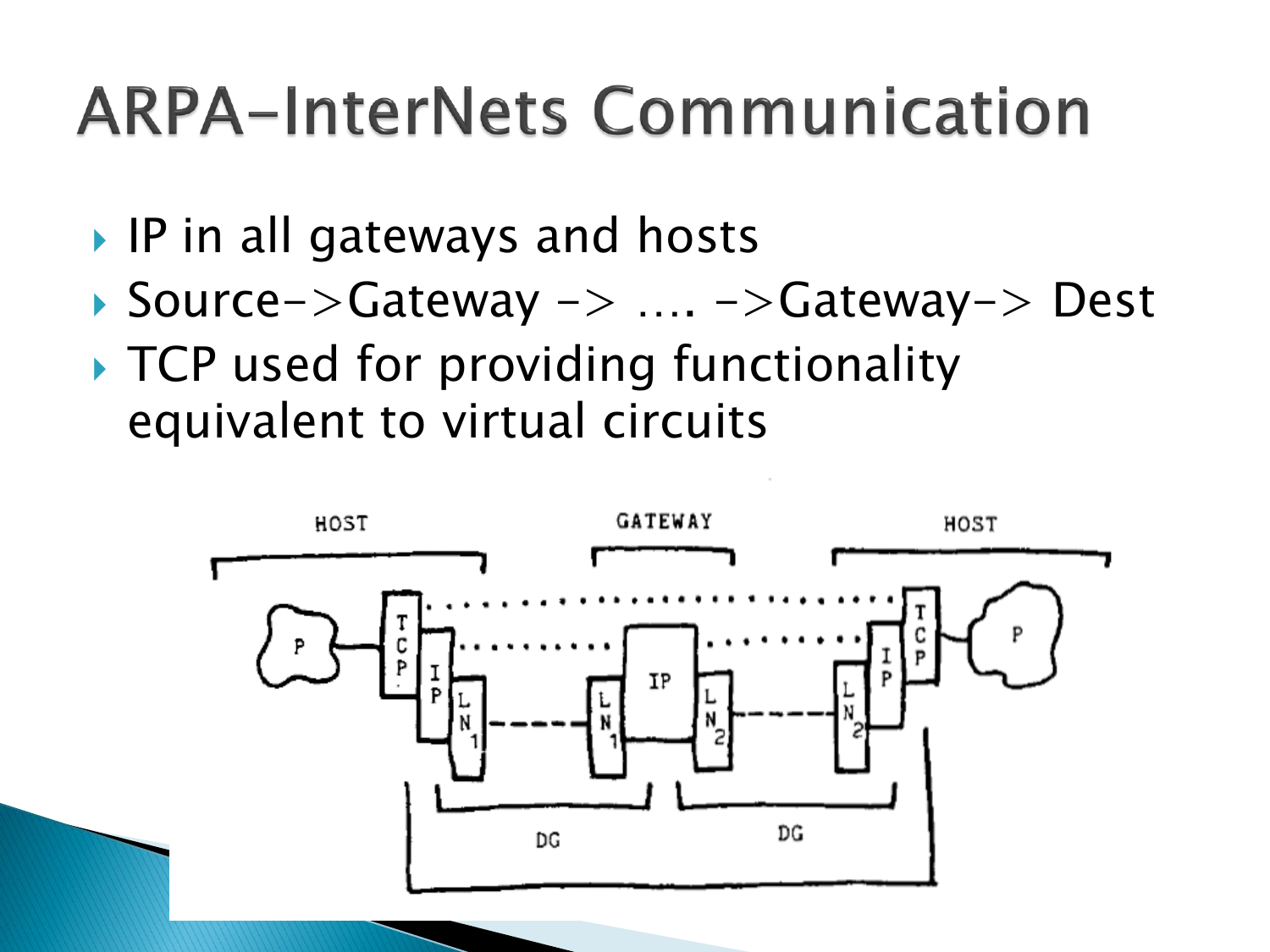# ARPA-InterNets Communication

- IP in all gateways and hosts
- Source->Gateway -> …. ->Gateway-> Dest
- TCP used for providing functionality equivalent to virtual circuits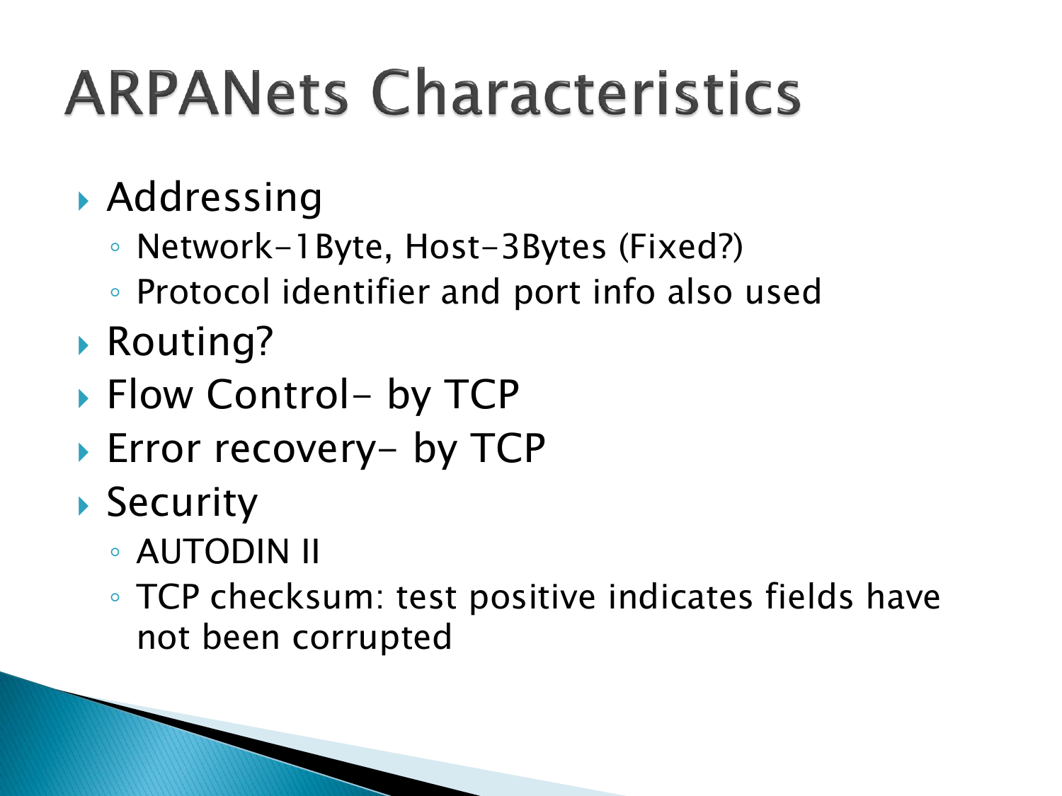# ARPANets Characteristics

- Addressing
  - Network-1Byte, Host-3Bytes (Fixed?)
  - Protocol identifier and port info also used
- Routing?
- Flow Control- by TCP
- Error recovery- by TCP
- Security
  - AUTODIN II
  - TCP checksum: test positive indicates fields have not been corrupted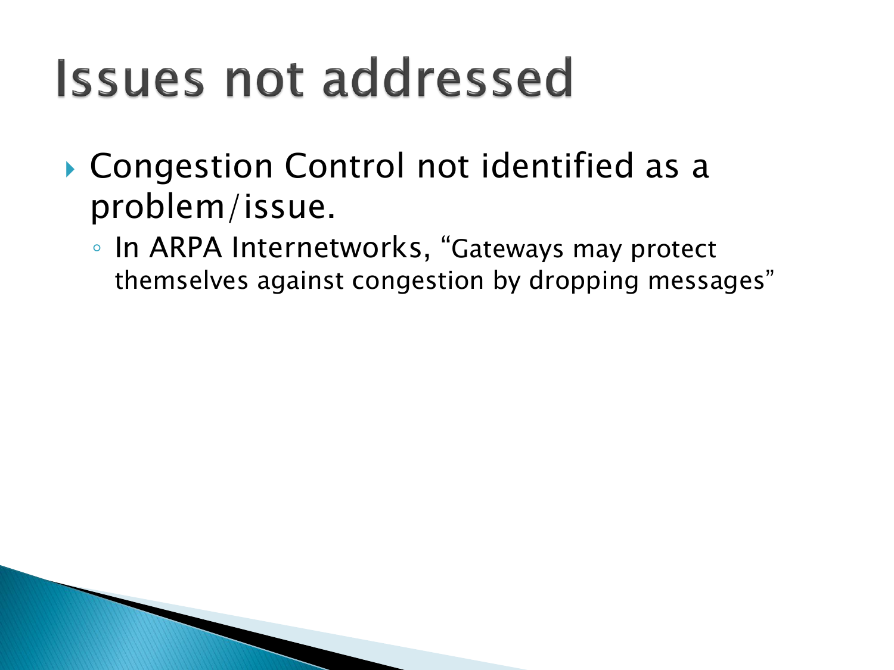# Issues not addressed

- Congestion Control not identified as a problem/issue.
  - In ARPA Internetworks, "Gateways may protect themselves against congestion by dropping messages"